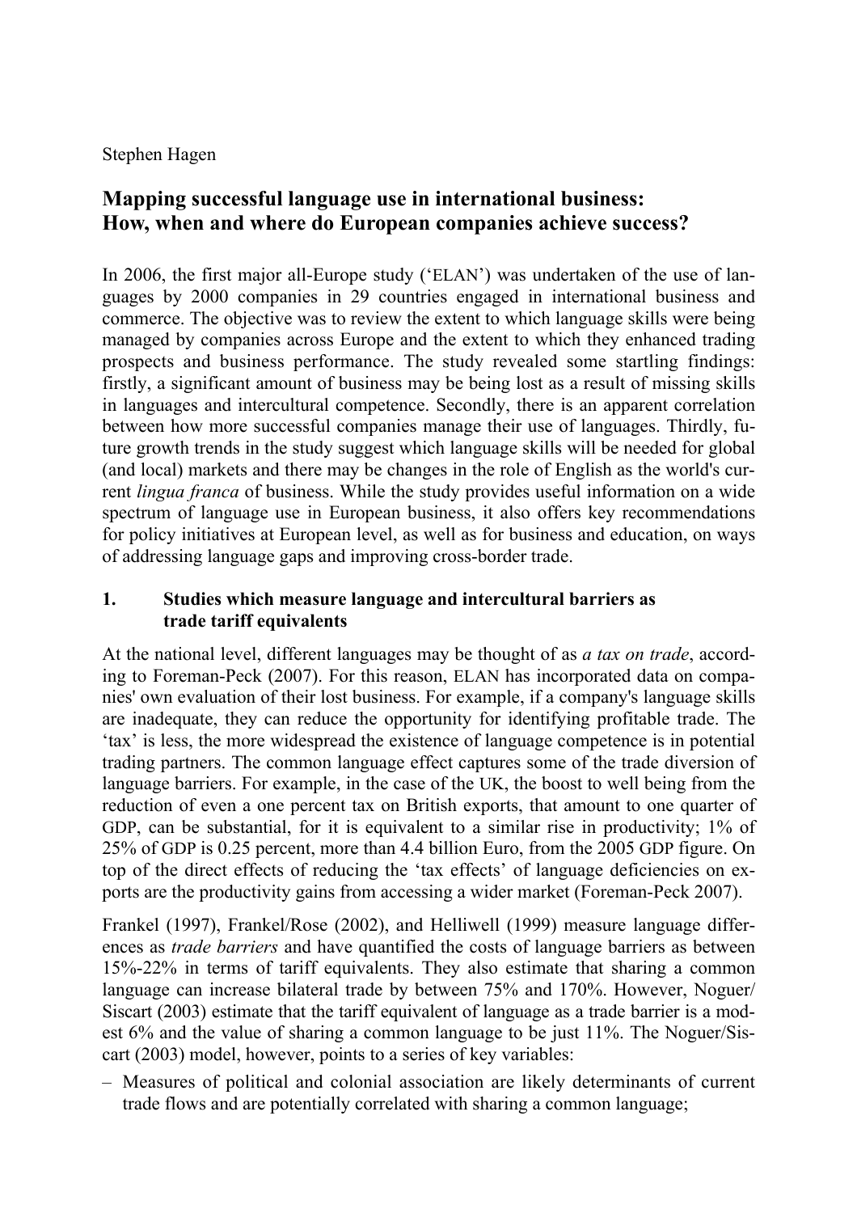Stephen Hagen

# Mapping successful language use in international business: How, when and where do European companies achieve success?

In 2006, the first major all-Europe study ('ELAN') was undertaken of the use of languages by 2000 companies in 29 countries engaged in international business and commerce. The objective was to review the extent to which language skills were being managed by companies across Europe and the extent to which they enhanced trading prospects and business performance. The study revealed some startling findings: firstly, a significant amount of business may be being lost as a result of missing skills in languages and intercultural competence. Secondly, there is an apparent correlation between how more successful companies manage their use of languages. Thirdly, future growth trends in the study suggest which language skills will be needed for global (and local) markets and there may be changes in the role of English as the world's current *lingua franca* of business. While the study provides useful information on a wide spectrum of language use in European business, it also offers key recommendations for policy initiatives at European level, as well as for business and education, on ways of addressing language gaps and improving cross-border trade.

## 1. Studies which measure language and intercultural barriers as trade tariff equivalents

At the national level, different languages may be thought of as *a tax on trade*, according to Foreman-Peck (2007). For this reason, ELAN has incorporated data on companies' own evaluation of their lost business. For example, if a company's language skills are inadequate, they can reduce the opportunity for identifying profitable trade. The 'tax' is less, the more widespread the existence of language competence is in potential trading partners. The common language effect captures some of the trade diversion of language barriers. For example, in the case of the UK, the boost to well being from the reduction of even a one percent tax on British exports, that amount to one quarter of GDP, can be substantial, for it is equivalent to a similar rise in productivity; 1% of 25% of GDP is 0.25 percent, more than 4.4 billion Euro, from the 2005 GDP figure. On top of the direct effects of reducing the 'tax effects' of language deficiencies on exports are the productivity gains from accessing a wider market (Foreman-Peck 2007).

Frankel (1997), Frankel/Rose (2002), and Helliwell (1999) measure language differences as *trade barriers* and have quantified the costs of language barriers as between 15%-22% in terms of tariff equivalents. They also estimate that sharing a common language can increase bilateral trade by between 75% and 170%. However, Noguer/Siscart (2003) estimate that the tariff equivalent of language as a trade barrier is a modest 6% and the value of sharing a common language to be just 11%. The Noguer/Siscart (2003) model, however, points to a series of key variables:

– Measures of political and colonial association are likely determinants of current trade flows and are potentially correlated with sharing a common language;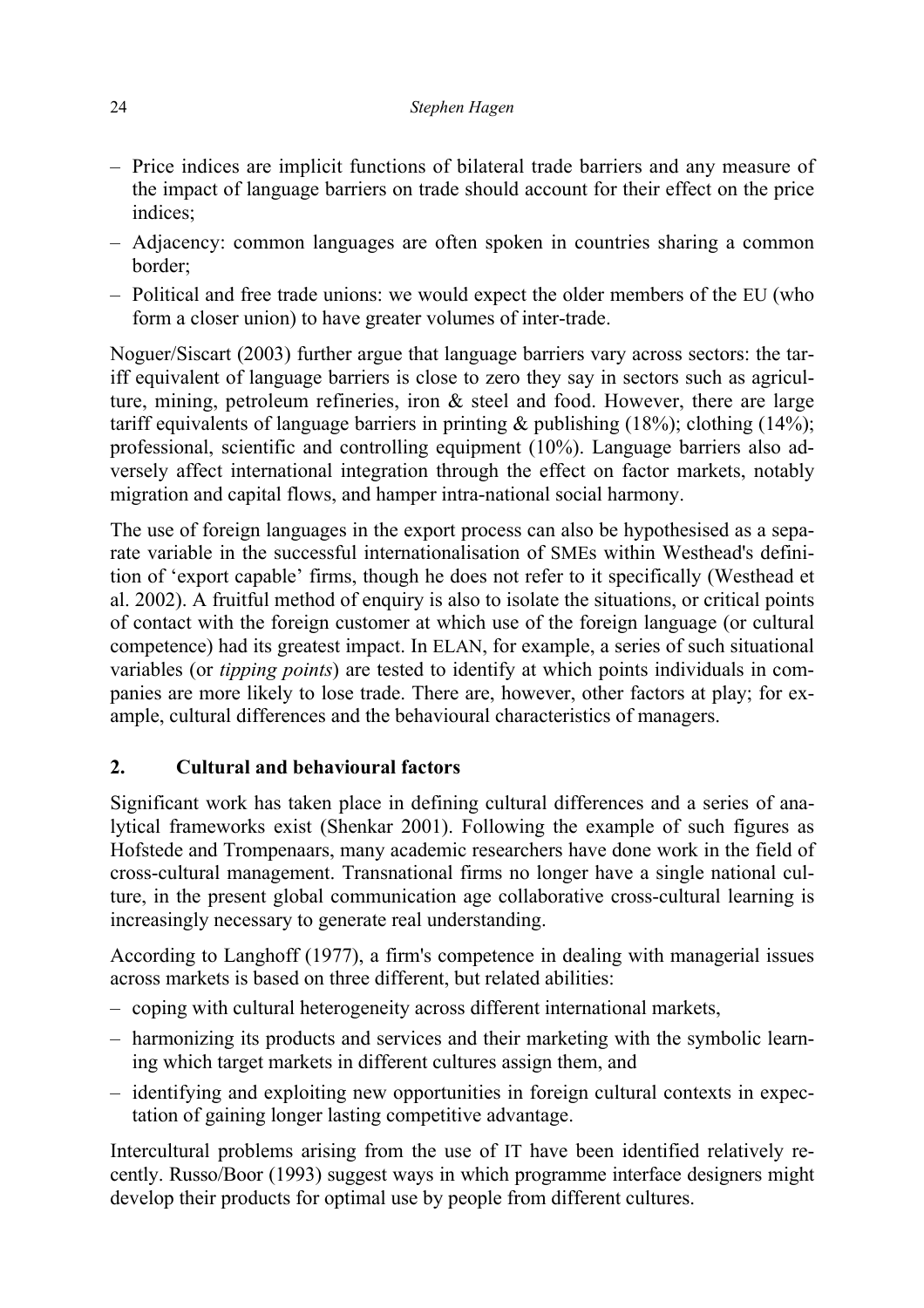- Price indices are implicit functions of bilateral trade barriers and any measure of the impact of language barriers on trade should account for their effect on the price indices;
- Adjacency: common languages are often spoken in countries sharing a common border;
- Political and free trade unions: we would expect the older members of the EU (who form a closer union) to have greater volumes of inter-trade.

Noguer/Siscart (2003) further argue that language barriers vary across sectors: the tariff equivalent of language barriers is close to zero they say in sectors such as agriculture, mining, petroleum refineries, iron & steel and food. However, there are large tariff equivalents of language barriers in printing & publishing (18%); clothing (14%); professional, scientific and controlling equipment (10%). Language barriers also adversely affect international integration through the effect on factor markets, notably migration and capital flows, and hamper intra-national social harmony.

The use of foreign languages in the export process can also be hypothesised as a separate variable in the successful internationalisation of SMEs within Westhead's definition of 'export capable' firms, though he does not refer to it specifically (Westhead et al. 2002). A fruitful method of enquiry is also to isolate the situations, or critical points of contact with the foreign customer at which use of the foreign language (or cultural competence) had its greatest impact. In ELAN, for example, a series of such situational variables (or *tipping points*) are tested to identify at which points individuals in companies are more likely to lose trade. There are, however, other factors at play; for example, cultural differences and the behavioural characteristics of managers.

## 2. Cultural and behavioural factors

Significant work has taken place in defining cultural differences and a series of analytical frameworks exist (Shenkar 2001). Following the example of such figures as Hofstede and Trompenaars, many academic researchers have done work in the field of cross-cultural management. Transnational firms no longer have a single national culture, in the present global communication age collaborative cross-cultural learning is increasingly necessary to generate real understanding.

According to Langhoff (1977), a firm's competence in dealing with managerial issues across markets is based on three different, but related abilities:

- coping with cultural heterogeneity across different international markets,
- harmonizing its products and services and their marketing with the symbolic learning which target markets in different cultures assign them, and
- identifying and exploiting new opportunities in foreign cultural contexts in expectation of gaining longer lasting competitive advantage.

Intercultural problems arising from the use of IT have been identified relatively recently. Russo/Boor (1993) suggest ways in which programme interface designers might develop their products for optimal use by people from different cultures.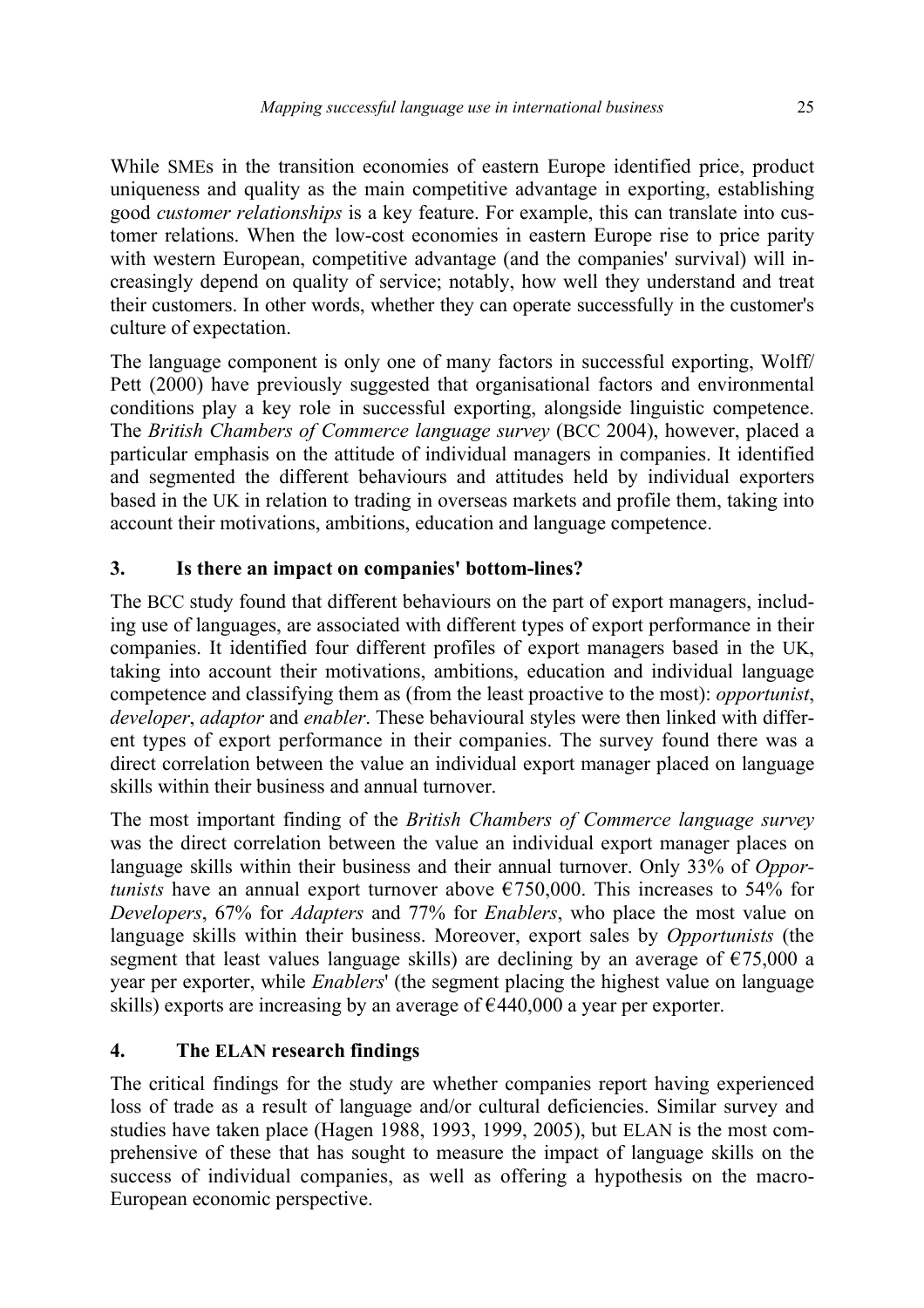While SMEs in the transition economies of eastern Europe identified price, product uniqueness and quality as the main competitive advantage in exporting, establishing good *customer relationships* is a key feature. For example, this can translate into customer relations. When the low-cost economies in eastern Europe rise to price parity with western European, competitive advantage (and the companies' survival) will increasingly depend on quality of service; notably, how well they understand and treat their customers. In other words, whether they can operate successfully in the customer's culture of expectation.

The language component is only one of many factors in successful exporting, Wolff/ Pett (2000) have previously suggested that organisational factors and environmental conditions play a key role in successful exporting, alongside linguistic competence. The *British Chambers of Commerce language survey* (BCC 2004), however, placed a particular emphasis on the attitude of individual managers in companies. It identified and segmented the different behaviours and attitudes held by individual exporters based in the UK in relation to trading in overseas markets and profile them, taking into account their motivations, ambitions, education and language competence.

## 3. Is there an impact on companies' bottom-lines?

The BCC study found that different behaviours on the part of export managers, including use of languages, are associated with different types of export performance in their companies. It identified four different profiles of export managers based in the UK, taking into account their motivations, ambitions, education and individual language competence and classifying them as (from the least proactive to the most): *opportunist*, *developer*, *adaptor* and *enabler*. These behavioural styles were then linked with different types of export performance in their companies. The survey found there was a direct correlation between the value an individual export manager placed on language skills within their business and annual turnover.

The most important finding of the *British Chambers of Commerce language survey* was the direct correlation between the value an individual export manager places on language skills within their business and their annual turnover. Only 33% of *Opportunists* have an annual export turnover above €750,000. This increases to 54% for *Developers*, 67% for *Adapters* and 77% for *Enablers*, who place the most value on language skills within their business. Moreover, export sales by *Opportunists* (the segment that least values language skills) are declining by an average of €75,000 a year per exporter, while *Enablers*' (the segment placing the highest value on language skills) exports are increasing by an average of €440,000 a year per exporter.

## 4. The ELAN research findings

The critical findings for the study are whether companies report having experienced loss of trade as a result of language and/or cultural deficiencies. Similar survey and studies have taken place (Hagen 1988, 1993, 1999, 2005), but ELAN is the most comprehensive of these that has sought to measure the impact of language skills on the success of individual companies, as well as offering a hypothesis on the macro-European economic perspective.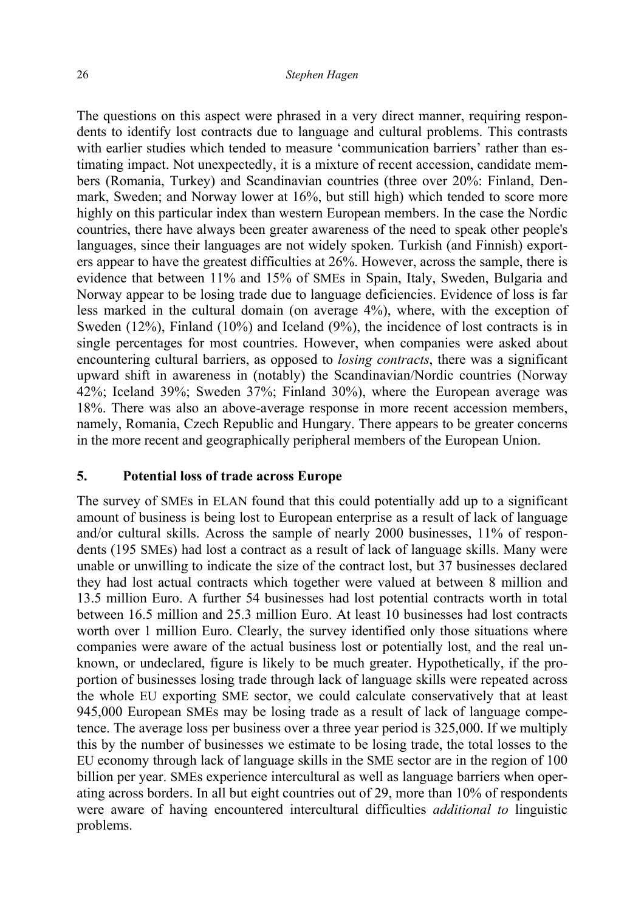The questions on this aspect were phrased in a very direct manner, requiring respondents to identify lost contracts due to language and cultural problems. This contrasts with earlier studies which tended to measure 'communication barriers' rather than estimating impact. Not unexpectedly, it is a mixture of recent accession, candidate members (Romania, Turkey) and Scandinavian countries (three over 20%: Finland, Denmark, Sweden; and Norway lower at 16%, but still high) which tended to score more highly on this particular index than western European members. In the case the Nordic countries, there have always been greater awareness of the need to speak other people's languages, since their languages are not widely spoken. Turkish (and Finnish) exporters appear to have the greatest difficulties at 26%. However, across the sample, there is evidence that between 11% and 15% of SMEs in Spain, Italy, Sweden, Bulgaria and Norway appear to be losing trade due to language deficiencies. Evidence of loss is far less marked in the cultural domain (on average 4%), where, with the exception of Sweden (12%), Finland (10%) and Iceland (9%), the incidence of lost contracts is in single percentages for most countries. However, when companies were asked about encountering cultural barriers, as opposed to *losing contracts*, there was a significant upward shift in awareness in (notably) the Scandinavian/Nordic countries (Norway 42%; Iceland 39%; Sweden 37%; Finland 30%), where the European average was 18%. There was also an above-average response in more recent accession members, namely, Romania, Czech Republic and Hungary. There appears to be greater concerns in the more recent and geographically peripheral members of the European Union.

## 5. Potential loss of trade across Europe

The survey of SMEs in ELAN found that this could potentially add up to a significant amount of business is being lost to European enterprise as a result of lack of language and/or cultural skills. Across the sample of nearly 2000 businesses, 11% of respondents (195 SMEs) had lost a contract as a result of lack of language skills. Many were unable or unwilling to indicate the size of the contract lost, but 37 businesses declared they had lost actual contracts which together were valued at between 8 million and 13.5 million Euro. A further 54 businesses had lost potential contracts worth in total between 16.5 million and 25.3 million Euro. At least 10 businesses had lost contracts worth over 1 million Euro. Clearly, the survey identified only those situations where companies were aware of the actual business lost or potentially lost, and the real unknown, or undeclared, figure is likely to be much greater. Hypothetically, if the proportion of businesses losing trade through lack of language skills were repeated across the whole EU exporting SME sector, we could calculate conservatively that at least 945,000 European SMEs may be losing trade as a result of lack of language competence. The average loss per business over a three year period is 325,000. If we multiply this by the number of businesses we estimate to be losing trade, the total losses to the EU economy through lack of language skills in the SME sector are in the region of 100 billion per year. SMEs experience intercultural as well as language barriers when operating across borders. In all but eight countries out of 29, more than 10% of respondents were aware of having encountered intercultural difficulties *additional to* linguistic problems.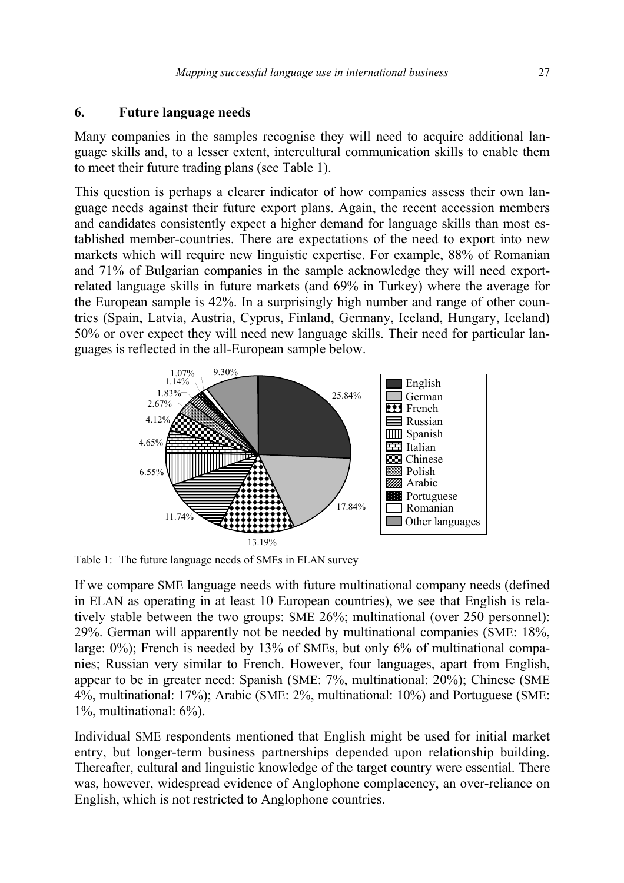## 6. Future language needs

Many companies in the samples recognise they will need to acquire additional language skills and, to a lesser extent, intercultural communication skills to enable them to meet their future trading plans (see Table 1).

This question is perhaps a clearer indicator of how companies assess their own language needs against their future export plans. Again, the recent accession members and candidates consistently expect a higher demand for language skills than most established member-countries. There are expectations of the need to export into new markets which will require new linguistic expertise. For example, 88% of Romanian and 71% of Bulgarian companies in the sample acknowledge they will need export-related language skills in future markets (and 69% in Turkey) where the average for the European sample is 42%. In a surprisingly high number and range of other countries (Spain, Latvia, Austria, Cyprus, Finland, Germany, Iceland, Hungary, Iceland) 50% or over expect they will need new language skills. Their need for particular languages is reflected in the all-European sample below.

| Language | Share |
|---|---|
| English | 25.84% |
| German | 17.84% |
| French | 13.19% |
| Russian | 11.74% |
| Spanish | 6.55% |
| Italian | 4.65% |
| Chinese | 4.12% |
| Polish | 2.67% |
| Arabic | 1.83% |
| Portuguese | 1.14% |
| Romanian | 1.07% |
| Other languages | 9.30% |

Table 1: The future language needs of SMEs in ELAN survey

If we compare SME language needs with future multinational company needs (defined in ELAN as operating in at least 10 European countries), we see that English is relatively stable between the two groups: SME 26%; multinational (over 250 personnel): 29%. German will apparently not be needed by multinational companies (SME: 18%, large: 0%); French is needed by 13% of SMEs, but only 6% of multinational companies; Russian very similar to French. However, four languages, apart from English, appear to be in greater need: Spanish (SME: 7%, multinational: 20%); Chinese (SME 4%, multinational: 17%); Arabic (SME: 2%, multinational: 10%) and Portuguese (SME: 1%, multinational: 6%).

Individual SME respondents mentioned that English might be used for initial market entry, but longer-term business partnerships depended upon relationship building. Thereafter, cultural and linguistic knowledge of the target country were essential. There was, however, widespread evidence of Anglophone complacency, an over-reliance on English, which is not restricted to Anglophone countries.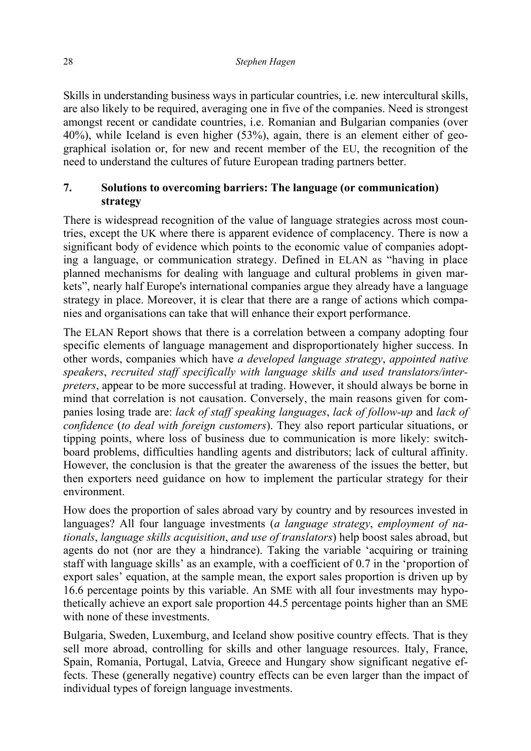Skills in understanding business ways in particular countries, i.e. new intercultural skills, are also likely to be required, averaging one in five of the companies. Need is strongest amongst recent or candidate countries, i.e. Romanian and Bulgarian companies (over 40%), while Iceland is even higher (53%), again, there is an element either of geographical isolation or, for new and recent member of the EU, the recognition of the need to understand the cultures of future European trading partners better.

## 7. Solutions to overcoming barriers: The language (or communication) strategy

There is widespread recognition of the value of language strategies across most countries, except the UK where there is apparent evidence of complacency. There is now a significant body of evidence which points to the economic value of companies adopting a language, or communication strategy. Defined in ELAN as "having in place planned mechanisms for dealing with language and cultural problems in given markets", nearly half Europe's international companies argue they already have a language strategy in place. Moreover, it is clear that there are a range of actions which companies and organisations can take that will enhance their export performance.

The ELAN Report shows that there is a correlation between a company adopting four specific elements of language management and disproportionately higher success. In other words, companies which have *a developed language strategy*, *appointed native speakers*, *recruited staff specifically with language skills and used translators/interpreters*, appear to be more successful at trading. However, it should always be borne in mind that correlation is not causation. Conversely, the main reasons given for companies losing trade are: *lack of staff speaking languages*, *lack of follow-up* and *lack of confidence* (*to deal with foreign customers*). They also report particular situations, or tipping points, where loss of business due to communication is more likely: switchboard problems, difficulties handling agents and distributors; lack of cultural affinity. However, the conclusion is that the greater the awareness of the issues the better, but then exporters need guidance on how to implement the particular strategy for their environment.

How does the proportion of sales abroad vary by country and by resources invested in languages? All four language investments (*a language strategy*, *employment of nationals*, *language skills acquisition*, *and use of translators*) help boost sales abroad, but agents do not (nor are they a hindrance). Taking the variable 'acquiring or training staff with language skills' as an example, with a coefficient of 0.7 in the 'proportion of export sales' equation, at the sample mean, the export sales proportion is driven up by 16.6 percentage points by this variable. An SME with all four investments may hypothetically achieve an export sale proportion 44.5 percentage points higher than an SME with none of these investments.

Bulgaria, Sweden, Luxemburg, and Iceland show positive country effects. That is they sell more abroad, controlling for skills and other language resources. Italy, France, Spain, Romania, Portugal, Latvia, Greece and Hungary show significant negative effects. These (generally negative) country effects can be even larger than the impact of individual types of foreign language investments.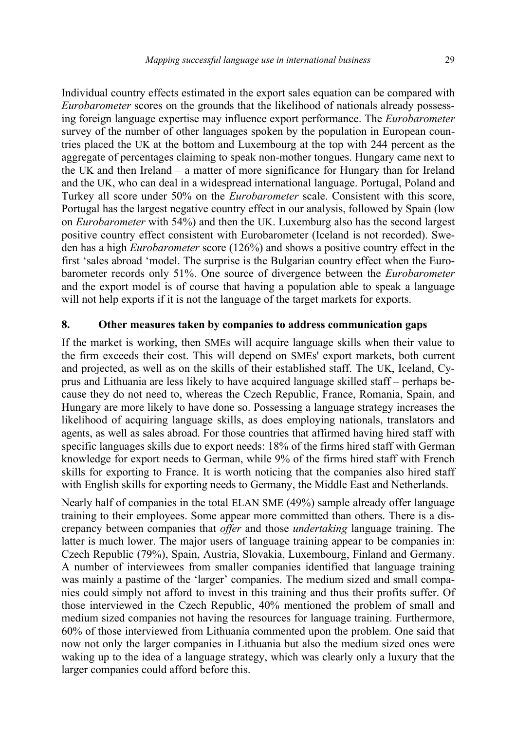Individual country effects estimated in the export sales equation can be compared with *Eurobarometer* scores on the grounds that the likelihood of nationals already possessing foreign language expertise may influence export performance. The *Eurobarometer* survey of the number of other languages spoken by the population in European countries placed the UK at the bottom and Luxembourg at the top with 244 percent as the aggregate of percentages claiming to speak non-mother tongues. Hungary came next to the UK and then Ireland – a matter of more significance for Hungary than for Ireland and the UK, who can deal in a widespread international language. Portugal, Poland and Turkey all score under 50% on the *Eurobarometer* scale. Consistent with this score, Portugal has the largest negative country effect in our analysis, followed by Spain (low on *Eurobarometer* with 54%) and then the UK. Luxemburg also has the second largest positive country effect consistent with Eurobarometer (Iceland is not recorded). Sweden has a high *Eurobarometer* score (126%) and shows a positive country effect in the first 'sales abroad 'model. The surprise is the Bulgarian country effect when the Eurobarometer records only 51%. One source of divergence between the *Eurobarometer* and the export model is of course that having a population able to speak a language will not help exports if it is not the language of the target markets for exports.

## 8. Other measures taken by companies to address communication gaps

If the market is working, then SMEs will acquire language skills when their value to the firm exceeds their cost. This will depend on SMEs' export markets, both current and projected, as well as on the skills of their established staff. The UK, Iceland, Cyprus and Lithuania are less likely to have acquired language skilled staff – perhaps because they do not need to, whereas the Czech Republic, France, Romania, Spain, and Hungary are more likely to have done so. Possessing a language strategy increases the likelihood of acquiring language skills, as does employing nationals, translators and agents, as well as sales abroad. For those countries that affirmed having hired staff with specific languages skills due to export needs: 18% of the firms hired staff with German knowledge for export needs to German, while 9% of the firms hired staff with French skills for exporting to France. It is worth noticing that the companies also hired staff with English skills for exporting needs to Germany, the Middle East and Netherlands.

Nearly half of companies in the total ELAN SME (49%) sample already offer language training to their employees. Some appear more committed than others. There is a discrepancy between companies that *offer* and those *undertaking* language training. The latter is much lower. The major users of language training appear to be companies in: Czech Republic (79%), Spain, Austria, Slovakia, Luxembourg, Finland and Germany. A number of interviewees from smaller companies identified that language training was mainly a pastime of the 'larger' companies. The medium sized and small companies could simply not afford to invest in this training and thus their profits suffer. Of those interviewed in the Czech Republic, 40% mentioned the problem of small and medium sized companies not having the resources for language training. Furthermore, 60% of those interviewed from Lithuania commented upon the problem. One said that now not only the larger companies in Lithuania but also the medium sized ones were waking up to the idea of a language strategy, which was clearly only a luxury that the larger companies could afford before this.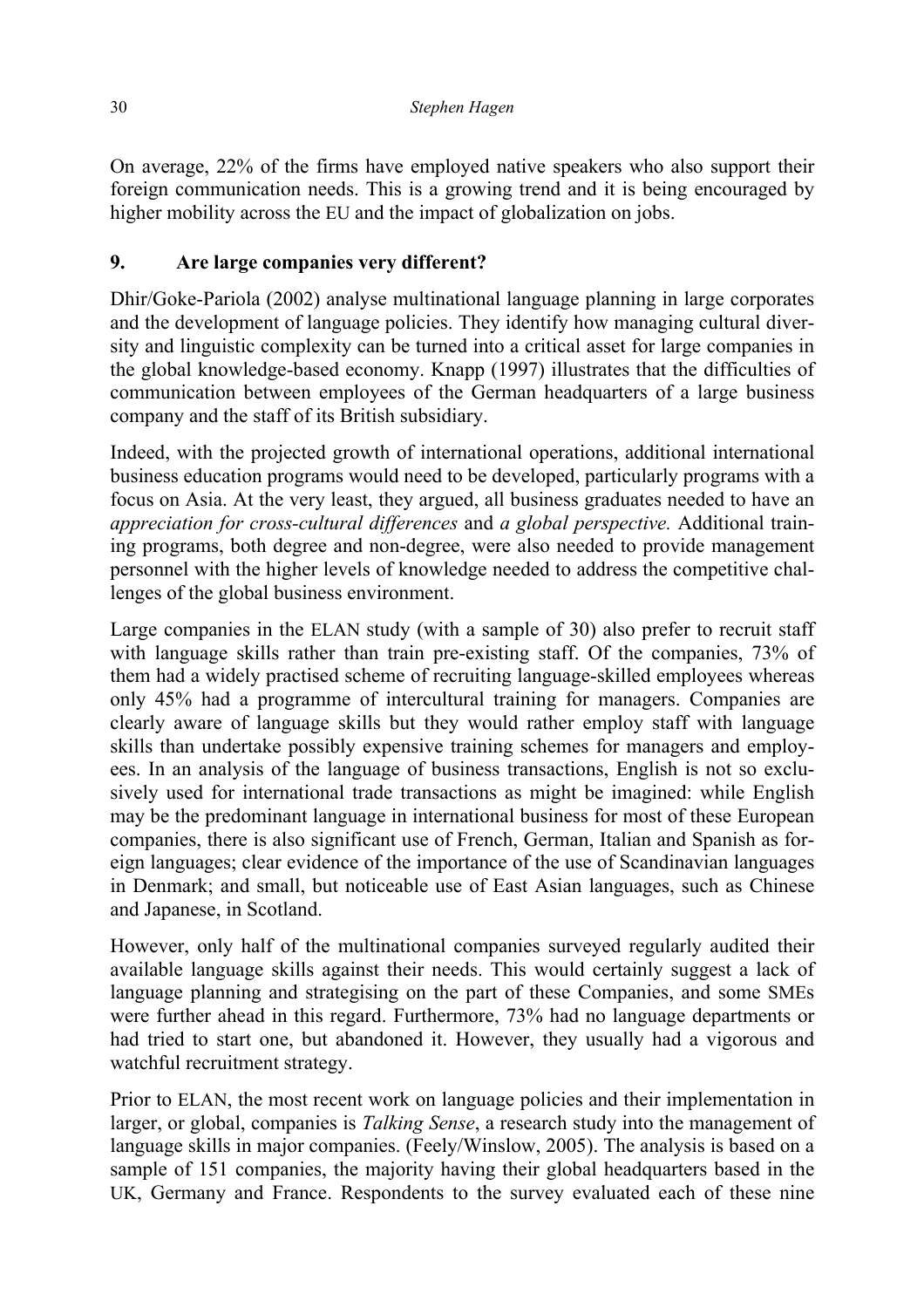On average, 22% of the firms have employed native speakers who also support their foreign communication needs. This is a growing trend and it is being encouraged by higher mobility across the EU and the impact of globalization on jobs.

## 9. Are large companies very different?

Dhir/Goke-Pariola (2002) analyse multinational language planning in large corporates and the development of language policies. They identify how managing cultural diversity and linguistic complexity can be turned into a critical asset for large companies in the global knowledge-based economy. Knapp (1997) illustrates that the difficulties of communication between employees of the German headquarters of a large business company and the staff of its British subsidiary.

Indeed, with the projected growth of international operations, additional international business education programs would need to be developed, particularly programs with a focus on Asia. At the very least, they argued, all business graduates needed to have an *appreciation for cross-cultural differences* and *a global perspective.* Additional training programs, both degree and non-degree, were also needed to provide management personnel with the higher levels of knowledge needed to address the competitive challenges of the global business environment.

Large companies in the ELAN study (with a sample of 30) also prefer to recruit staff with language skills rather than train pre-existing staff. Of the companies, 73% of them had a widely practised scheme of recruiting language-skilled employees whereas only 45% had a programme of intercultural training for managers. Companies are clearly aware of language skills but they would rather employ staff with language skills than undertake possibly expensive training schemes for managers and employees. In an analysis of the language of business transactions, English is not so exclusively used for international trade transactions as might be imagined: while English may be the predominant language in international business for most of these European companies, there is also significant use of French, German, Italian and Spanish as foreign languages; clear evidence of the importance of the use of Scandinavian languages in Denmark; and small, but noticeable use of East Asian languages, such as Chinese and Japanese, in Scotland.

However, only half of the multinational companies surveyed regularly audited their available language skills against their needs. This would certainly suggest a lack of language planning and strategising on the part of these Companies, and some SMEs were further ahead in this regard. Furthermore, 73% had no language departments or had tried to start one, but abandoned it. However, they usually had a vigorous and watchful recruitment strategy.

Prior to ELAN, the most recent work on language policies and their implementation in larger, or global, companies is *Talking Sense*, a research study into the management of language skills in major companies. (Feely/Winslow, 2005). The analysis is based on a sample of 151 companies, the majority having their global headquarters based in the UK, Germany and France. Respondents to the survey evaluated each of these nine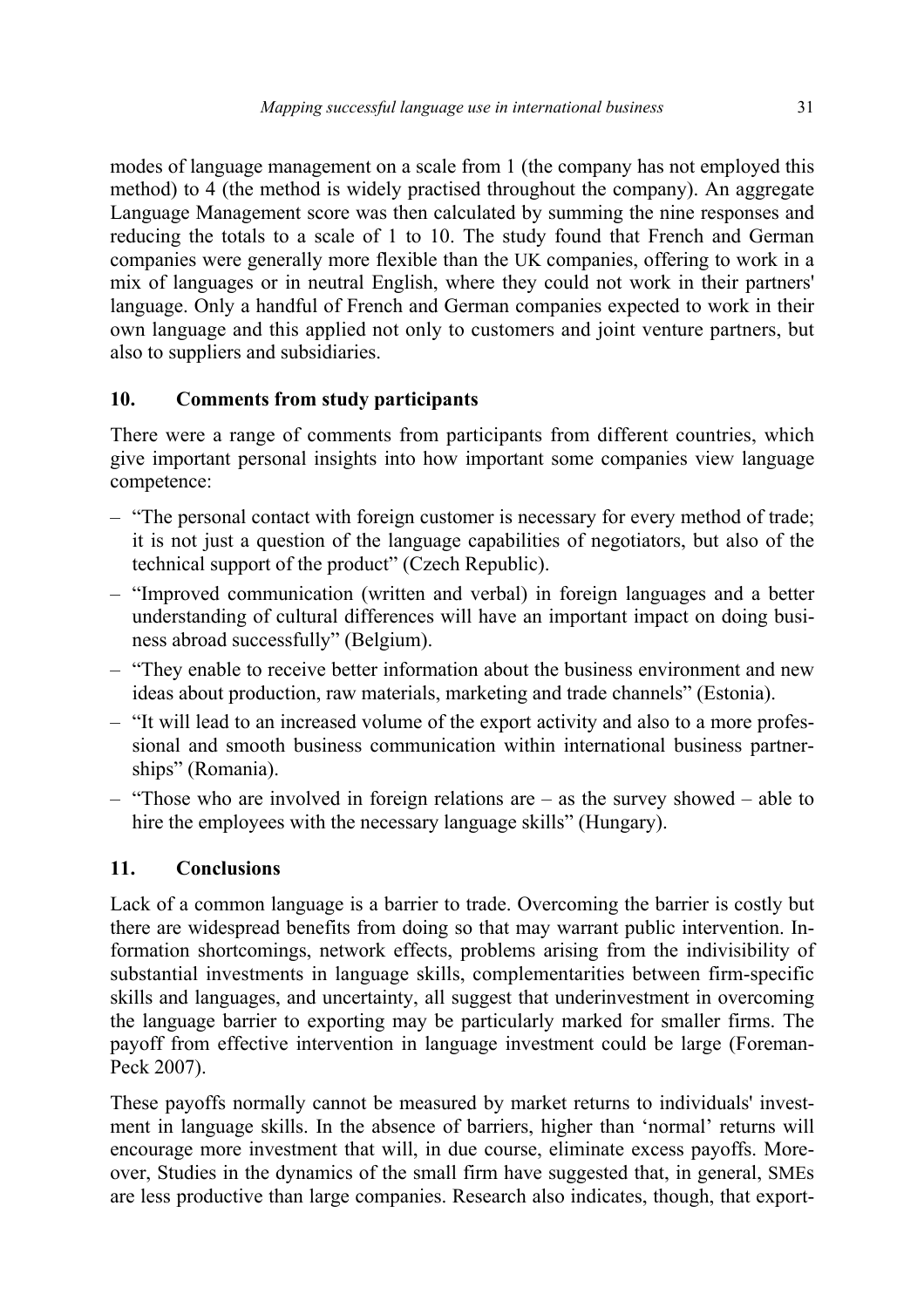modes of language management on a scale from 1 (the company has not employed this method) to 4 (the method is widely practised throughout the company). An aggregate Language Management score was then calculated by summing the nine responses and reducing the totals to a scale of 1 to 10. The study found that French and German companies were generally more flexible than the UK companies, offering to work in a mix of languages or in neutral English, where they could not work in their partners' language. Only a handful of French and German companies expected to work in their own language and this applied not only to customers and joint venture partners, but also to suppliers and subsidiaries.

## 10. Comments from study participants

There were a range of comments from participants from different countries, which give important personal insights into how important some companies view language competence:

- "The personal contact with foreign customer is necessary for every method of trade; it is not just a question of the language capabilities of negotiators, but also of the technical support of the product" (Czech Republic).
- "Improved communication (written and verbal) in foreign languages and a better understanding of cultural differences will have an important impact on doing business abroad successfully" (Belgium).
- "They enable to receive better information about the business environment and new ideas about production, raw materials, marketing and trade channels" (Estonia).
- "It will lead to an increased volume of the export activity and also to a more professional and smooth business communication within international business partnerships" (Romania).
- "Those who are involved in foreign relations are – as the survey showed – able to hire the employees with the necessary language skills" (Hungary).

## 11. Conclusions

Lack of a common language is a barrier to trade. Overcoming the barrier is costly but there are widespread benefits from doing so that may warrant public intervention. Information shortcomings, network effects, problems arising from the indivisibility of substantial investments in language skills, complementarities between firm-specific skills and languages, and uncertainty, all suggest that underinvestment in overcoming the language barrier to exporting may be particularly marked for smaller firms. The payoff from effective intervention in language investment could be large (Foreman-Peck 2007).

These payoffs normally cannot be measured by market returns to individuals' investment in language skills. In the absence of barriers, higher than 'normal' returns will encourage more investment that will, in due course, eliminate excess payoffs. Moreover, Studies in the dynamics of the small firm have suggested that, in general, SMEs are less productive than large companies. Research also indicates, though, that export-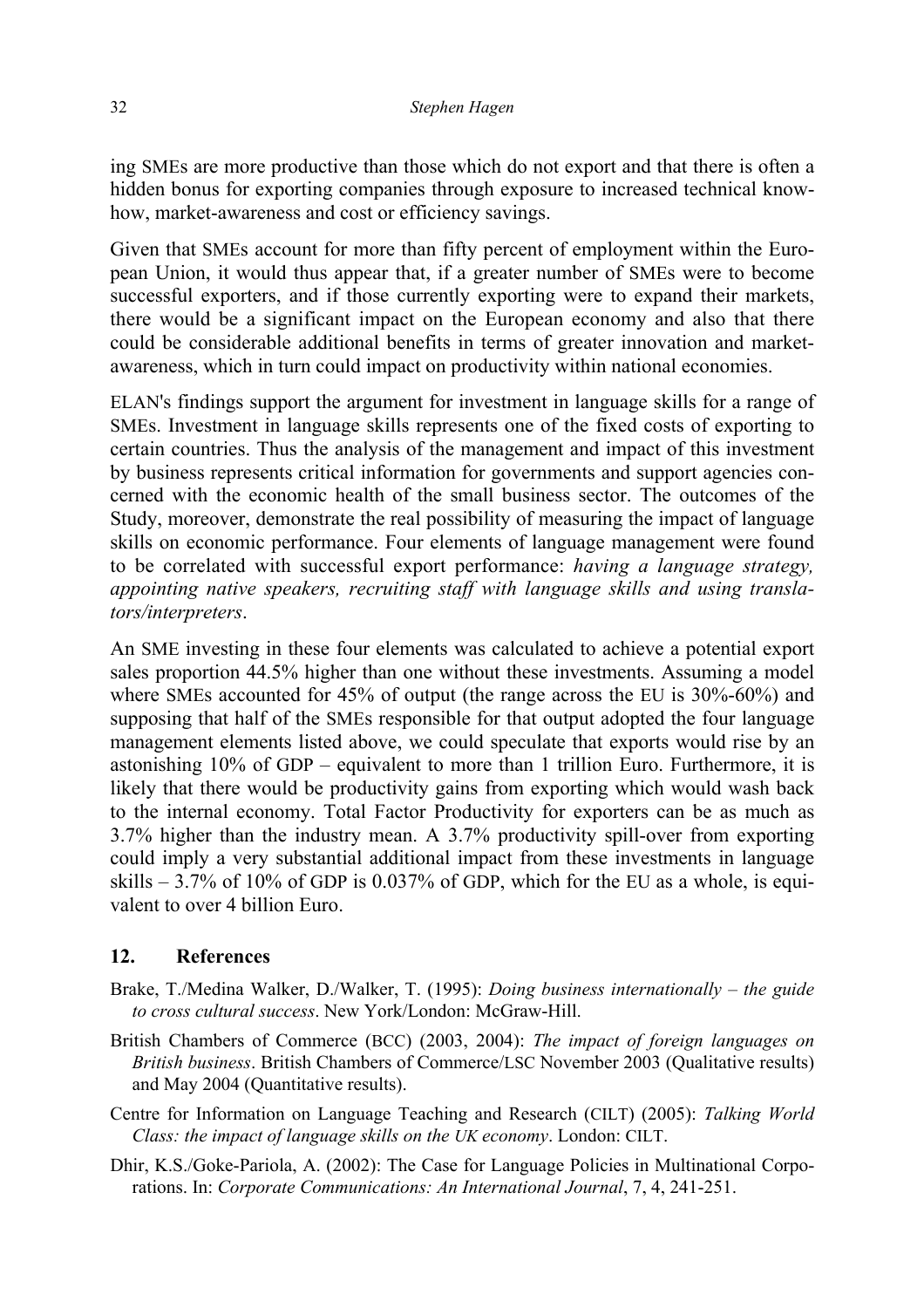ing SMEs are more productive than those which do not export and that there is often a hidden bonus for exporting companies through exposure to increased technical know-how, market-awareness and cost or efficiency savings.

Given that SMEs account for more than fifty percent of employment within the European Union, it would thus appear that, if a greater number of SMEs were to become successful exporters, and if those currently exporting were to expand their markets, there would be a significant impact on the European economy and also that there could be considerable additional benefits in terms of greater innovation and market-awareness, which in turn could impact on productivity within national economies.

ELAN's findings support the argument for investment in language skills for a range of SMEs. Investment in language skills represents one of the fixed costs of exporting to certain countries. Thus the analysis of the management and impact of this investment by business represents critical information for governments and support agencies concerned with the economic health of the small business sector. The outcomes of the Study, moreover, demonstrate the real possibility of measuring the impact of language skills on economic performance. Four elements of language management were found to be correlated with successful export performance: *having a language strategy, appointing native speakers, recruiting staff with language skills and using translators/interpreters*.

An SME investing in these four elements was calculated to achieve a potential export sales proportion 44.5% higher than one without these investments. Assuming a model where SMEs accounted for 45% of output (the range across the EU is 30%-60%) and supposing that half of the SMEs responsible for that output adopted the four language management elements listed above, we could speculate that exports would rise by an astonishing 10% of GDP – equivalent to more than 1 trillion Euro. Furthermore, it is likely that there would be productivity gains from exporting which would wash back to the internal economy. Total Factor Productivity for exporters can be as much as 3.7% higher than the industry mean. A 3.7% productivity spill-over from exporting could imply a very substantial additional impact from these investments in language skills – 3.7% of 10% of GDP is 0.037% of GDP, which for the EU as a whole, is equivalent to over 4 billion Euro.

## 12. References

Brake, T./Medina Walker, D./Walker, T. (1995): *Doing business internationally – the guide to cross cultural success*. New York/London: McGraw-Hill.

British Chambers of Commerce (BCC) (2003, 2004): *The impact of foreign languages on British business*. British Chambers of Commerce/LSC November 2003 (Qualitative results) and May 2004 (Quantitative results).

Centre for Information on Language Teaching and Research (CILT) (2005): *Talking World Class: the impact of language skills on the UK economy*. London: CILT.

Dhir, K.S./Goke-Pariola, A. (2002): The Case for Language Policies in Multinational Corporations. In: *Corporate Communications: An International Journal*, 7, 4, 241-251.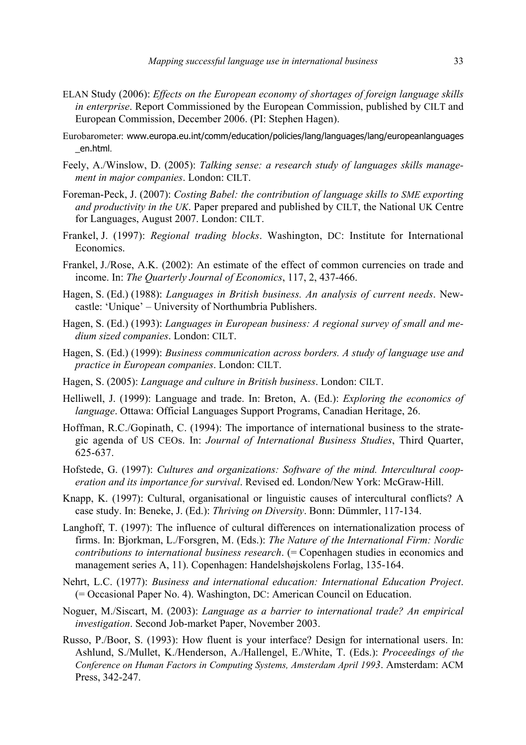ELAN Study (2006): *Effects on the European economy of shortages of foreign language skills in enterprise*. Report Commissioned by the European Commission, published by CILT and European Commission, December 2006. (PI: Stephen Hagen).

Eurobarometer: www.europa.eu.int/comm/education/policies/lang/languages/lang/europeanlanguages_en.html.

Feely, A./Winslow, D. (2005): *Talking sense: a research study of languages skills management in major companies*. London: CILT.

Foreman-Peck, J. (2007): *Costing Babel: the contribution of language skills to SME exporting and productivity in the UK*. Paper prepared and published by CILT, the National UK Centre for Languages, August 2007. London: CILT.

Frankel, J. (1997): *Regional trading blocks*. Washington, DC: Institute for International Economics.

Frankel, J./Rose, A.K. (2002): An estimate of the effect of common currencies on trade and income. In: *The Quarterly Journal of Economics*, 117, 2, 437-466.

Hagen, S. (Ed.) (1988): *Languages in British business. An analysis of current needs*. Newcastle: 'Unique' – University of Northumbria Publishers.

Hagen, S. (Ed.) (1993): *Languages in European business: A regional survey of small and medium sized companies*. London: CILT.

Hagen, S. (Ed.) (1999): *Business communication across borders. A study of language use and practice in European companies*. London: CILT.

Hagen, S. (2005): *Language and culture in British business*. London: CILT.

Helliwell, J. (1999): Language and trade. In: Breton, A. (Ed.): *Exploring the economics of language*. Ottawa: Official Languages Support Programs, Canadian Heritage, 26.

Hoffman, R.C./Gopinath, C. (1994): The importance of international business to the strategic agenda of US CEOs. In: *Journal of International Business Studies*, Third Quarter, 625-637.

Hofstede, G. (1997): *Cultures and organizations: Software of the mind. Intercultural cooperation and its importance for survival*. Revised ed. London/New York: McGraw-Hill.

Knapp, K. (1997): Cultural, organisational or linguistic causes of intercultural conflicts? A case study. In: Beneke, J. (Ed.): *Thriving on Diversity*. Bonn: Dümmler, 117-134.

Langhoff, T. (1997): The influence of cultural differences on internationalization process of firms. In: Bjorkman, L./Forsgren, M. (Eds.): *The Nature of the International Firm: Nordic contributions to international business research*. (= Copenhagen studies in economics and management series A, 11). Copenhagen: Handelshøjskolens Forlag, 135-164.

Nehrt, L.C. (1977): *Business and international education: International Education Project*. (= Occasional Paper No. 4). Washington, DC: American Council on Education.

Noguer, M./Siscart, M. (2003): *Language as a barrier to international trade? An empirical investigation*. Second Job-market Paper, November 2003.

Russo, P./Boor, S. (1993): How fluent is your interface? Design for international users. In: Ashlund, S./Mullet, K./Henderson, A./Hallengel, E./White, T. (Eds.): *Proceedings of the Conference on Human Factors in Computing Systems, Amsterdam April 1993*. Amsterdam: ACM Press, 342-247.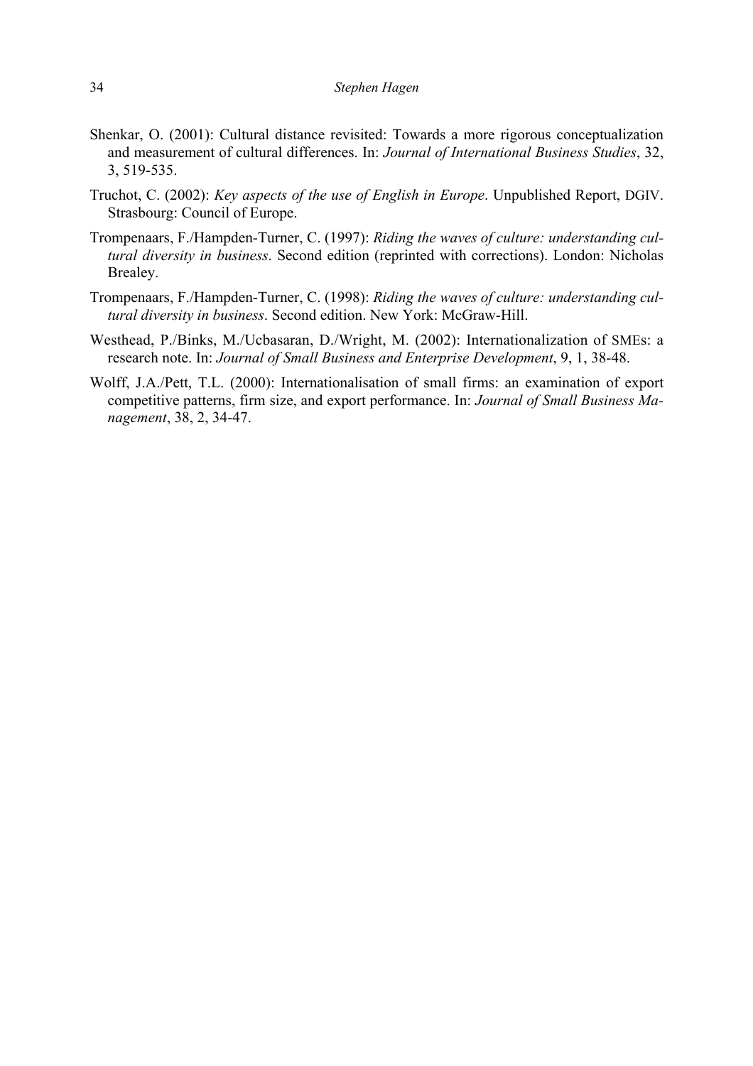Shenkar, O. (2001): Cultural distance revisited: Towards a more rigorous conceptualization and measurement of cultural differences. In: *Journal of International Business Studies*, 32, 3, 519-535.

Truchot, C. (2002): *Key aspects of the use of English in Europe*. Unpublished Report, DGIV. Strasbourg: Council of Europe.

Trompenaars, F./Hampden-Turner, C. (1997): *Riding the waves of culture: understanding cultural diversity in business*. Second edition (reprinted with corrections). London: Nicholas Brealey.

Trompenaars, F./Hampden-Turner, C. (1998): *Riding the waves of culture: understanding cultural diversity in business*. Second edition. New York: McGraw-Hill.

Westhead, P./Binks, M./Ucbasaran, D./Wright, M. (2002): Internationalization of SMEs: a research note. In: *Journal of Small Business and Enterprise Development*, 9, 1, 38-48.

Wolff, J.A./Pett, T.L. (2000): Internationalisation of small firms: an examination of export competitive patterns, firm size, and export performance. In: *Journal of Small Business Management*, 38, 2, 34-47.